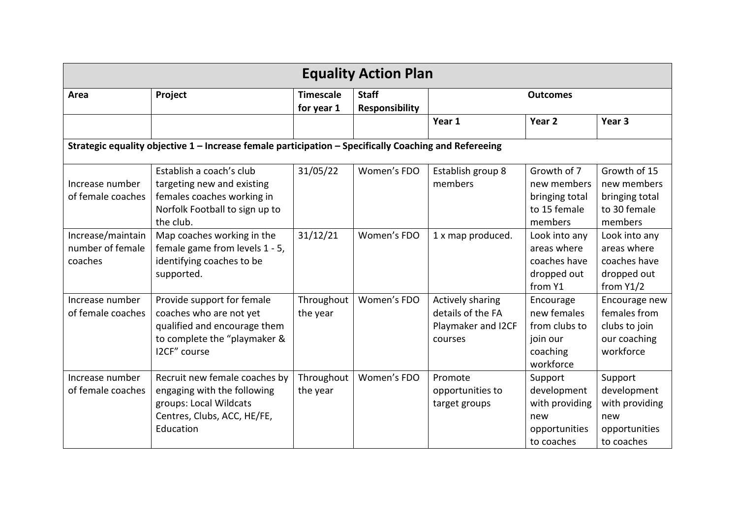| Equality Action Plan | | | | | | |
|---|---|---|---|---|---|---|
| **Area** | **Project** | **Timescale for year 1** | **Staff Responsibility** | **Outcomes** | | |
| | | | | **Year 1** | **Year 2** | **Year 3** |
| **Strategic equality objective 1 – Increase female participation – Specifically Coaching and Refereeing** | | | | | | |
| Increase number of female coaches | Establish a coach's club targeting new and existing females coaches working in Norfolk Football to sign up to the club. | 31/05/22 | Women's FDO | Establish group 8 members | Growth of 7 new members bringing total to 15 female members | Growth of 15 new members bringing total to 30 female members |
| Increase/maintain number of female coaches | Map coaches working in the female game from levels 1 - 5, identifying coaches to be supported. | 31/12/21 | Women's FDO | 1 x map produced. | Look into any areas where coaches have dropped out from Y1 | Look into any areas where coaches have dropped out from Y1/2 |
| Increase number of female coaches | Provide support for female coaches who are not yet qualified and encourage them to complete the "playmaker & I2CF" course | Throughout the year | Women's FDO | Actively sharing details of the FA Playmaker and I2CF courses | Encourage new females from clubs to join our coaching workforce | Encourage new females from clubs to join our coaching workforce |
| Increase number of female coaches | Recruit new female coaches by engaging with the following groups: Local Wildcats Centres, Clubs, ACC, HE/FE, Education | Throughout the year | Women's FDO | Promote opportunities to target groups | Support development with providing new opportunities to coaches | Support development with providing new opportunities to coaches |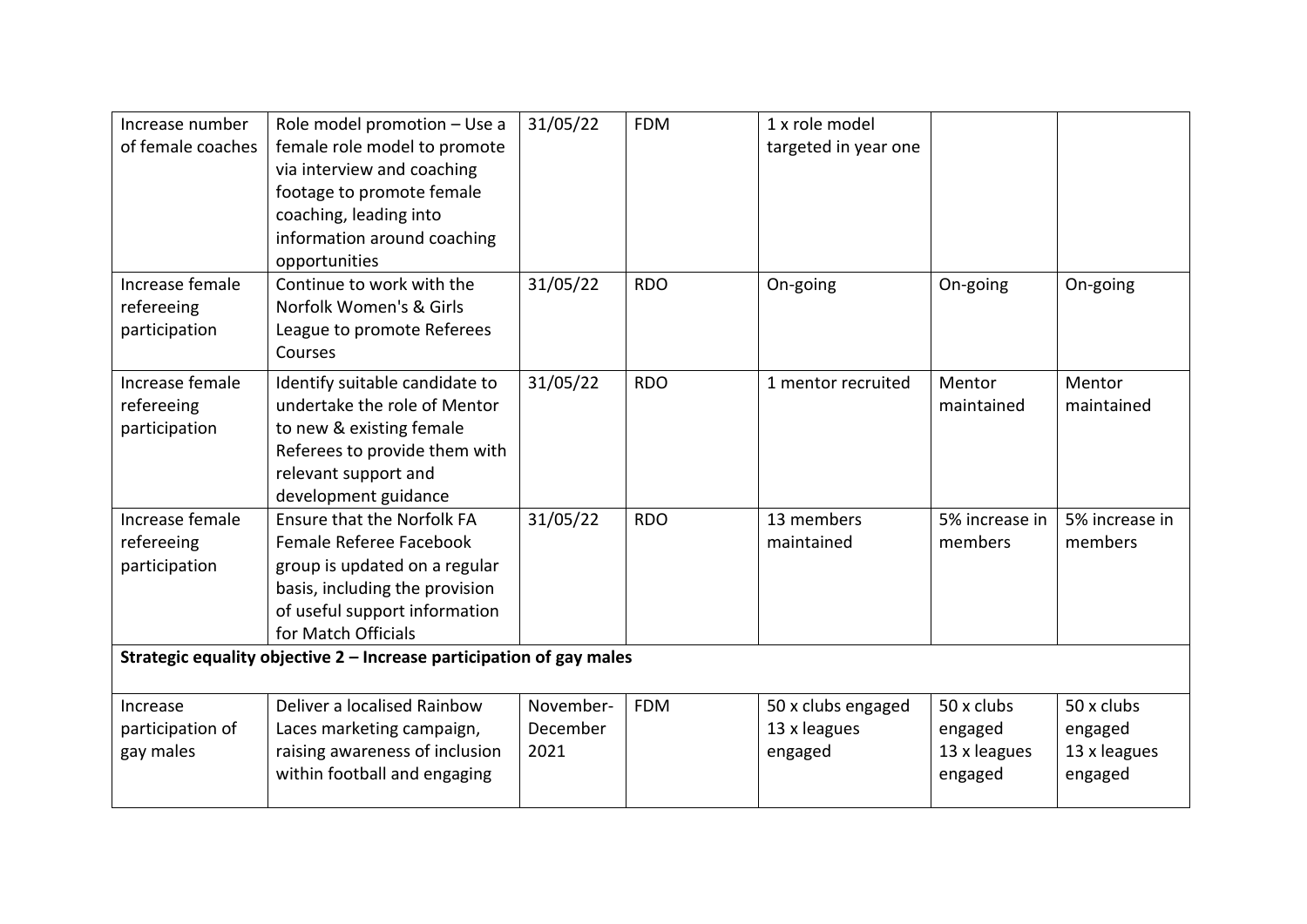| | | | | | | |
|---|---|---|---|---|---|---|
| Increase number of female coaches | Role model promotion – Use a female role model to promote via interview and coaching footage to promote female coaching, leading into information around coaching opportunities | 31/05/22 | FDM | 1 x role model targeted in year one | | |
| Increase female refereeing participation | Continue to work with the Norfolk Women's & Girls League to promote Referees Courses | 31/05/22 | RDO | On-going | On-going | On-going |
| Increase female refereeing participation | Identify suitable candidate to undertake the role of Mentor to new & existing female Referees to provide them with relevant support and development guidance | 31/05/22 | RDO | 1 mentor recruited | Mentor maintained | Mentor maintained |
| Increase female refereeing participation | Ensure that the Norfolk FA Female Referee Facebook group is updated on a regular basis, including the provision of useful support information for Match Officials | 31/05/22 | RDO | 13 members maintained | 5% increase in members | 5% increase in members |
| **Strategic equality objective 2 – Increase participation of gay males** | | | | | | |
| Increase participation of gay males | Deliver a localised Rainbow Laces marketing campaign, raising awareness of inclusion within football and engaging | November-December 2021 | FDM | 50 x clubs engaged 13 x leagues engaged | 50 x clubs engaged 13 x leagues engaged | 50 x clubs engaged 13 x leagues engaged |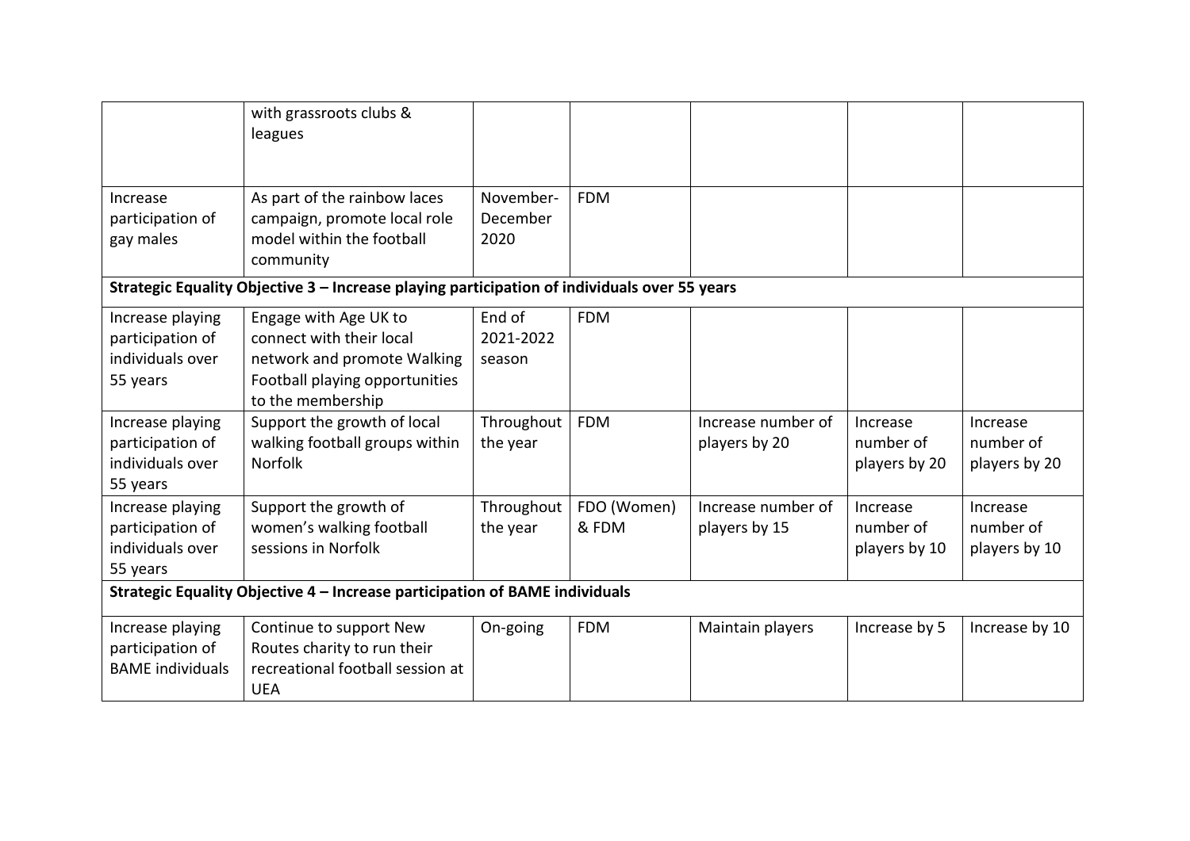| | | | | | | |
|---|---|---|---|---|---|---|
| | with grassroots clubs & leagues | | | | | |
| Increase participation of gay males | As part of the rainbow laces campaign, promote local role model within the football community | November-December 2020 | FDM | | | |
| **Strategic Equality Objective 3 – Increase playing participation of individuals over 55 years** | | | | | | |
| Increase playing participation of individuals over 55 years | Engage with Age UK to connect with their local network and promote Walking Football playing opportunities to the membership | End of 2021-2022 season | FDM | | | |
| Increase playing participation of individuals over 55 years | Support the growth of local walking football groups within Norfolk | Throughout the year | FDM | Increase number of players by 20 | Increase number of players by 20 | Increase number of players by 20 |
| Increase playing participation of individuals over 55 years | Support the growth of women's walking football sessions in Norfolk | Throughout the year | FDO (Women) & FDM | Increase number of players by 15 | Increase number of players by 10 | Increase number of players by 10 |
| **Strategic Equality Objective 4 – Increase participation of BAME individuals** | | | | | | |
| Increase playing participation of BAME individuals | Continue to support New Routes charity to run their recreational football session at UEA | On-going | FDM | Maintain players | Increase by 5 | Increase by 10 |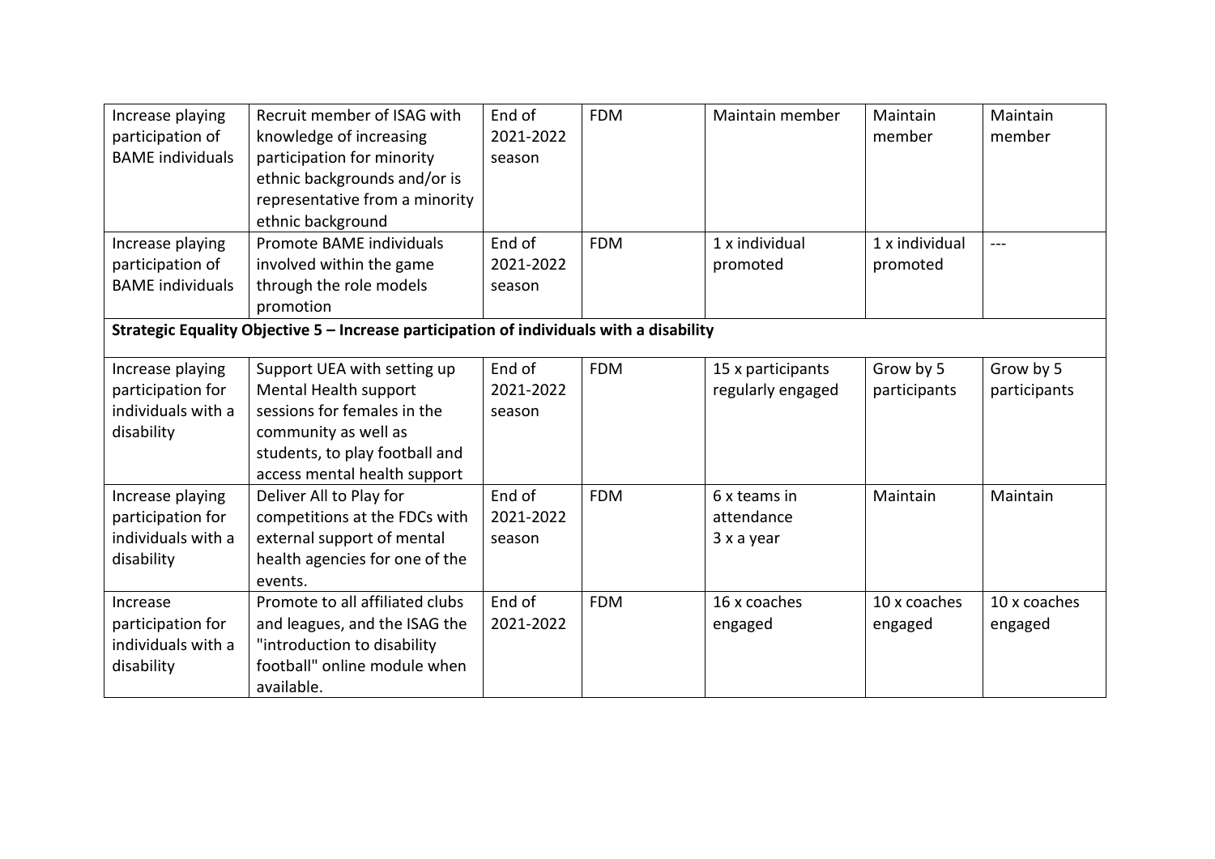| Increase playing participation of BAME individuals | Recruit member of ISAG with knowledge of increasing participation for minority ethnic backgrounds and/or is representative from a minority ethnic background | End of 2021-2022 season | FDM | Maintain member | Maintain member | Maintain member |
|---|---|---|---|---|---|---|
| Increase playing participation of BAME individuals | Promote BAME individuals involved within the game through the role models promotion | End of 2021-2022 season | FDM | 1 x individual promoted | 1 x individual promoted | --- |
| **Strategic Equality Objective 5 – Increase participation of individuals with a disability** | | | | | | |
| Increase playing participation for individuals with a disability | Support UEA with setting up Mental Health support sessions for females in the community as well as students, to play football and access mental health support | End of 2021-2022 season | FDM | 15 x participants regularly engaged | Grow by 5 participants | Grow by 5 participants |
| Increase playing participation for individuals with a disability | Deliver All to Play for competitions at the FDCs with external support of mental health agencies for one of the events. | End of 2021-2022 season | FDM | 6 x teams in attendance 3 x a year | Maintain | Maintain |
| Increase participation for individuals with a disability | Promote to all affiliated clubs and leagues, and the ISAG the "introduction to disability football" online module when available. | End of 2021-2022 | FDM | 16 x coaches engaged | 10 x coaches engaged | 10 x coaches engaged |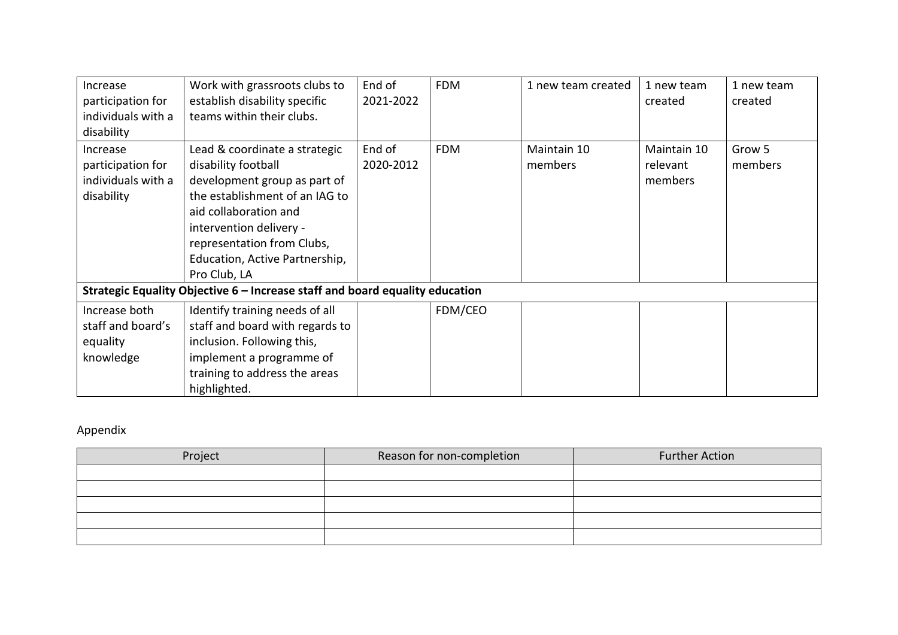| | | | | | | |
|---|---|---|---|---|---|---|
| Increase participation for individuals with a disability | Work with grassroots clubs to establish disability specific teams within their clubs. | End of 2021-2022 | FDM | 1 new team created | 1 new team created | 1 new team created |
| Increase participation for individuals with a disability | Lead & coordinate a strategic disability football development group as part of the establishment of an IAG to aid collaboration and intervention delivery - representation from Clubs, Education, Active Partnership, Pro Club, LA | End of 2020-2012 | FDM | Maintain 10 members | Maintain 10 relevant members | Grow 5 members |
| **Strategic Equality Objective 6 – Increase staff and board equality education** | | | | | | |
| Increase both staff and board's equality knowledge | Identify training needs of all staff and board with regards to inclusion. Following this, implement a programme of training to address the areas highlighted. | | FDM/CEO | | | |

Appendix

| Project | Reason for non-completion | Further Action |
|---|---|---|
| | | |
| | | |
| | | |
| | | |
| | | |